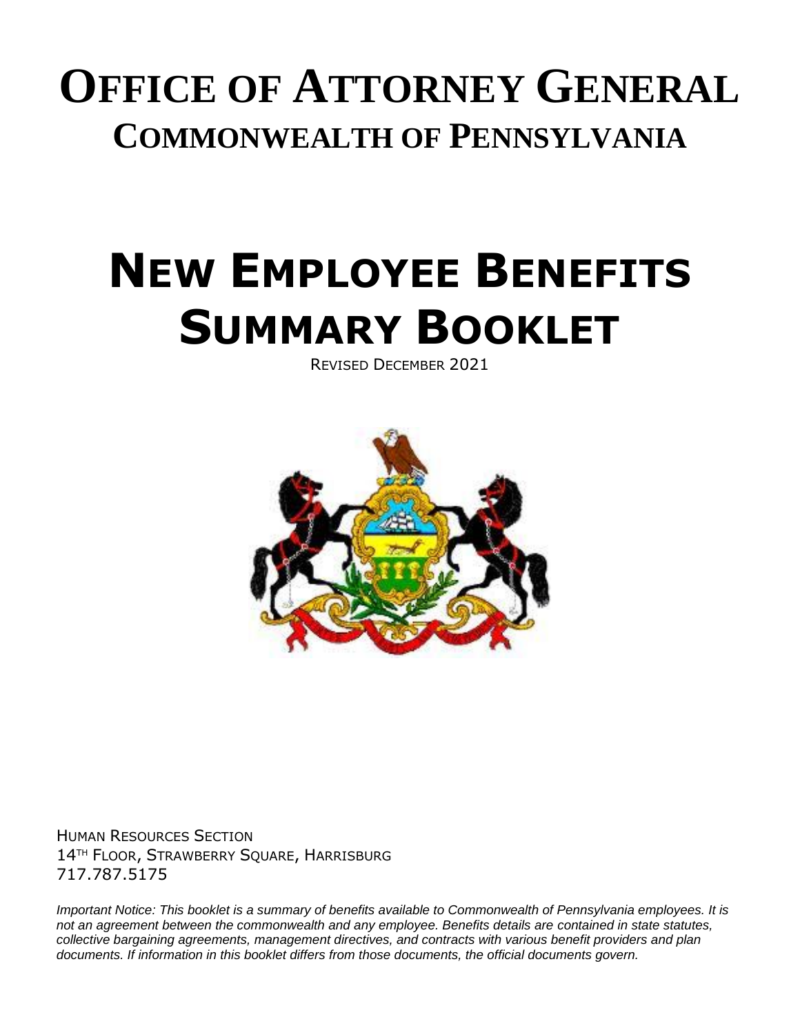# Office of Attorney General

## Commonwealth of Pennsylvania

# New Employee Benefits Summary Booklet

Revised December 2021

Human Resources Section
14th Floor, Strawberry Square, Harrisburg
717.787.5175

*Important Notice: This booklet is a summary of benefits available to Commonwealth of Pennsylvania employees. It is not an agreement between the commonwealth and any employee. Benefits details are contained in state statutes, collective bargaining agreements, management directives, and contracts with various benefit providers and plan documents. If information in this booklet differs from those documents, the official documents govern.*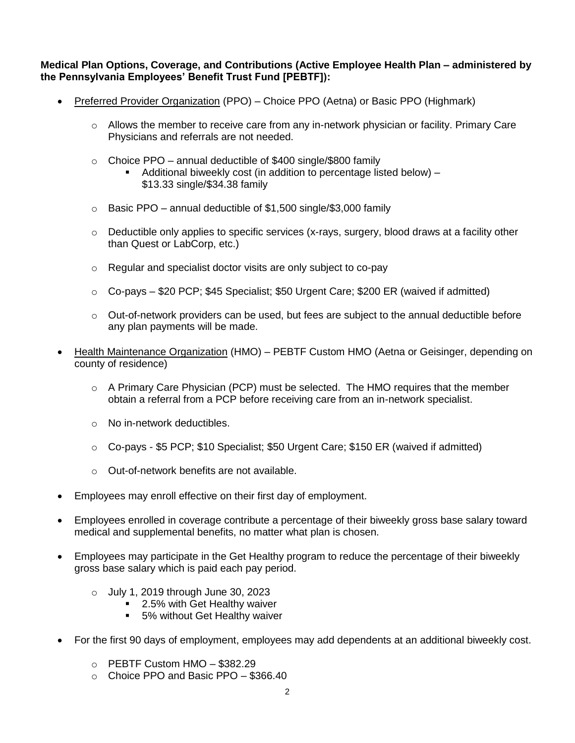**Medical Plan Options, Coverage, and Contributions (Active Employee Health Plan – administered by the Pennsylvania Employees' Benefit Trust Fund [PEBTF]):**

- <u>Preferred Provider Organization</u> (PPO) – Choice PPO (Aetna) or Basic PPO (Highmark)
    - Allows the member to receive care from any in-network physician or facility. Primary Care Physicians and referrals are not needed.
    - Choice PPO – annual deductible of $400 single/$800 family
        - Additional biweekly cost (in addition to percentage listed below) – $13.33 single/$34.38 family
    - Basic PPO – annual deductible of $1,500 single/$3,000 family
    - Deductible only applies to specific services (x-rays, surgery, blood draws at a facility other than Quest or LabCorp, etc.)
    - Regular and specialist doctor visits are only subject to co-pay
    - Co-pays – $20 PCP; $45 Specialist; $50 Urgent Care; $200 ER (waived if admitted)
    - Out-of-network providers can be used, but fees are subject to the annual deductible before any plan payments will be made.
- <u>Health Maintenance Organization</u> (HMO) – PEBTF Custom HMO (Aetna or Geisinger, depending on county of residence)
    - A Primary Care Physician (PCP) must be selected. The HMO requires that the member obtain a referral from a PCP before receiving care from an in-network specialist.
    - No in-network deductibles.
    - Co-pays - $5 PCP; $10 Specialist; $50 Urgent Care; $150 ER (waived if admitted)
    - Out-of-network benefits are not available.
- Employees may enroll effective on their first day of employment.
- Employees enrolled in coverage contribute a percentage of their biweekly gross base salary toward medical and supplemental benefits, no matter what plan is chosen.
- Employees may participate in the Get Healthy program to reduce the percentage of their biweekly gross base salary which is paid each pay period.
    - July 1, 2019 through June 30, 2023
        - 2.5% with Get Healthy waiver
        - 5% without Get Healthy waiver
- For the first 90 days of employment, employees may add dependents at an additional biweekly cost.
    - PEBTF Custom HMO – $382.29
    - Choice PPO and Basic PPO – $366.40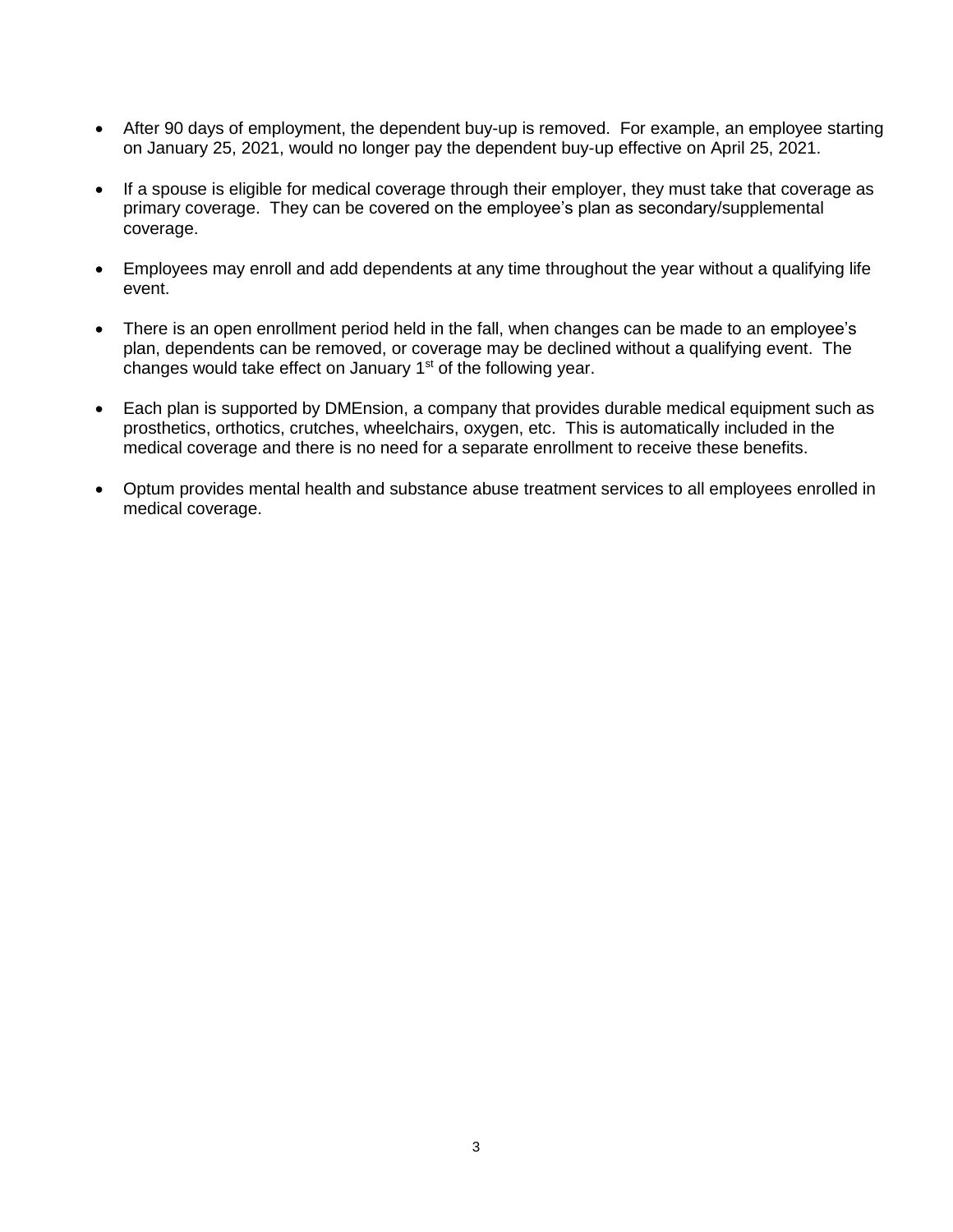- After 90 days of employment, the dependent buy-up is removed. For example, an employee starting on January 25, 2021, would no longer pay the dependent buy-up effective on April 25, 2021.

- If a spouse is eligible for medical coverage through their employer, they must take that coverage as primary coverage. They can be covered on the employee's plan as secondary/supplemental coverage.

- Employees may enroll and add dependents at any time throughout the year without a qualifying life event.

- There is an open enrollment period held in the fall, when changes can be made to an employee's plan, dependents can be removed, or coverage may be declined without a qualifying event. The changes would take effect on January 1st of the following year.

- Each plan is supported by DMEnsion, a company that provides durable medical equipment such as prosthetics, orthotics, crutches, wheelchairs, oxygen, etc. This is automatically included in the medical coverage and there is no need for a separate enrollment to receive these benefits.

- Optum provides mental health and substance abuse treatment services to all employees enrolled in medical coverage.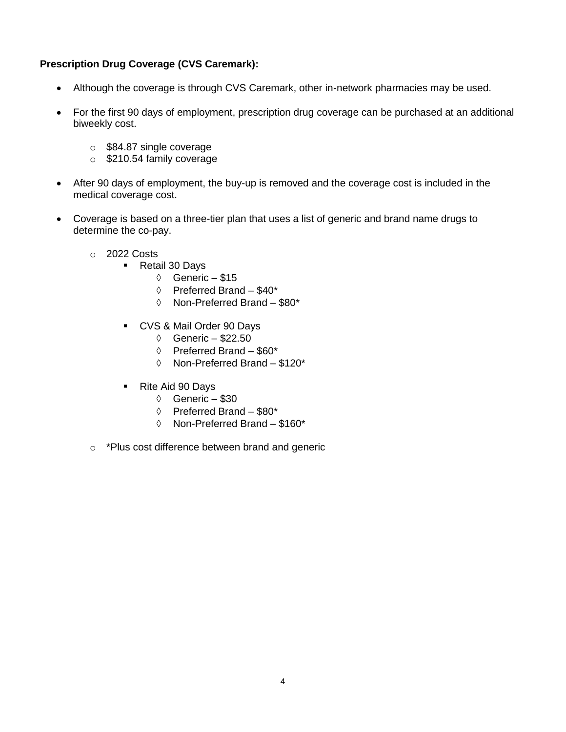**Prescription Drug Coverage (CVS Caremark):**

- Although the coverage is through CVS Caremark, other in-network pharmacies may be used.

- For the first 90 days of employment, prescription drug coverage can be purchased at an additional biweekly cost.
  - $84.87 single coverage
  - $210.54 family coverage

- After 90 days of employment, the buy-up is removed and the coverage cost is included in the medical coverage cost.

- Coverage is based on a three-tier plan that uses a list of generic and brand name drugs to determine the co-pay.
  - 2022 Costs
    - Retail 30 Days
      - Generic – $15
      - Preferred Brand – $40*
      - Non-Preferred Brand – $80*
    - CVS & Mail Order 90 Days
      - Generic – $22.50
      - Preferred Brand – $60*
      - Non-Preferred Brand – $120*
    - Rite Aid 90 Days
      - Generic – $30
      - Preferred Brand – $80*
      - Non-Preferred Brand – $160*
  - *Plus cost difference between brand and generic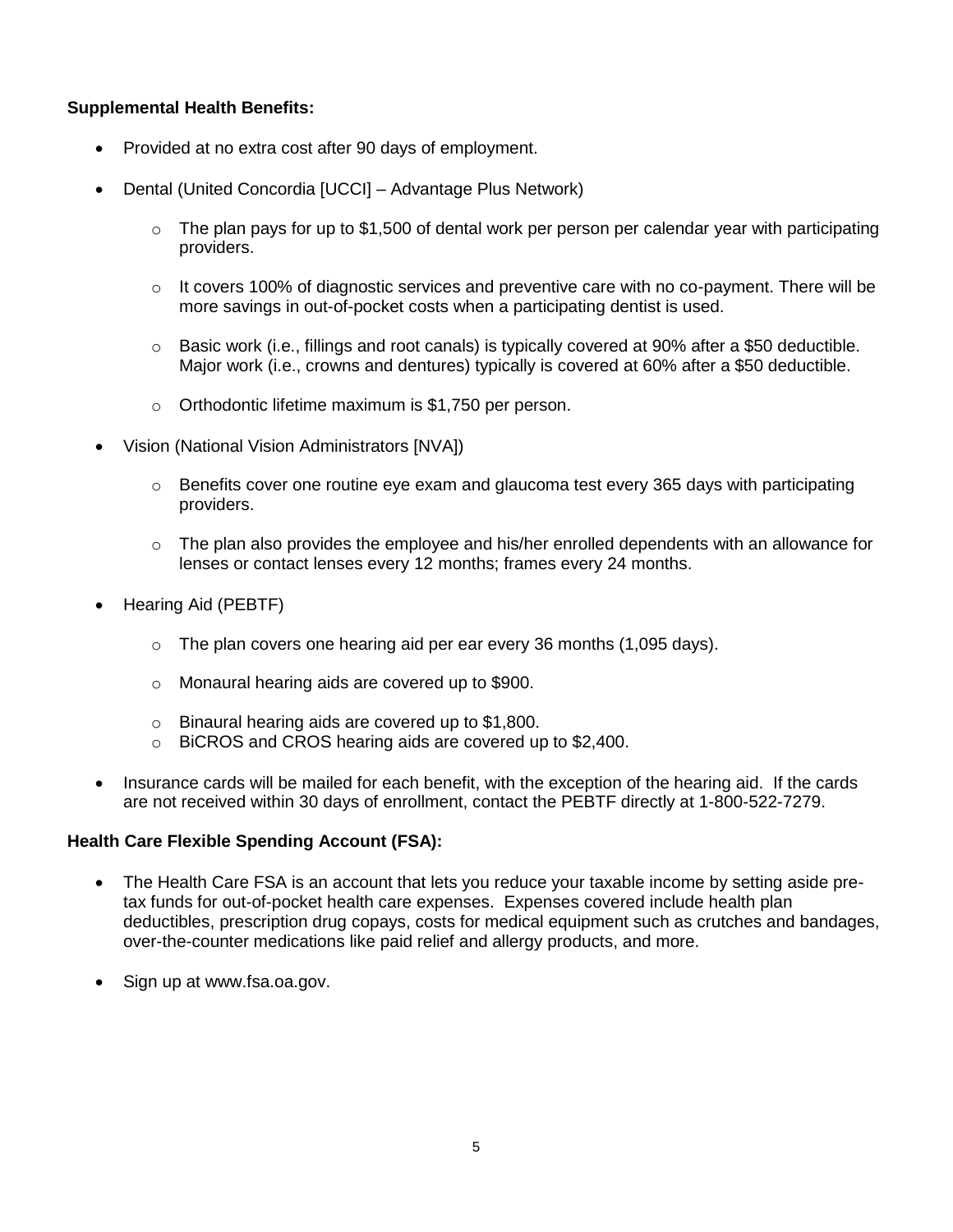**Supplemental Health Benefits:**

- Provided at no extra cost after 90 days of employment.
- Dental (United Concordia [UCCI] – Advantage Plus Network)
  - The plan pays for up to $1,500 of dental work per person per calendar year with participating providers.
  - It covers 100% of diagnostic services and preventive care with no co-payment. There will be more savings in out-of-pocket costs when a participating dentist is used.
  - Basic work (i.e., fillings and root canals) is typically covered at 90% after a $50 deductible. Major work (i.e., crowns and dentures) typically is covered at 60% after a $50 deductible.
  - Orthodontic lifetime maximum is $1,750 per person.
- Vision (National Vision Administrators [NVA])
  - Benefits cover one routine eye exam and glaucoma test every 365 days with participating providers.
  - The plan also provides the employee and his/her enrolled dependents with an allowance for lenses or contact lenses every 12 months; frames every 24 months.
- Hearing Aid (PEBTF)
  - The plan covers one hearing aid per ear every 36 months (1,095 days).
  - Monaural hearing aids are covered up to $900.
  - Binaural hearing aids are covered up to $1,800.
  - BiCROS and CROS hearing aids are covered up to $2,400.
- Insurance cards will be mailed for each benefit, with the exception of the hearing aid. If the cards are not received within 30 days of enrollment, contact the PEBTF directly at 1-800-522-7279.

**Health Care Flexible Spending Account (FSA):**

- The Health Care FSA is an account that lets you reduce your taxable income by setting aside pre-tax funds for out-of-pocket health care expenses. Expenses covered include health plan deductibles, prescription drug copays, costs for medical equipment such as crutches and bandages, over-the-counter medications like paid relief and allergy products, and more.
- Sign up at www.fsa.oa.gov.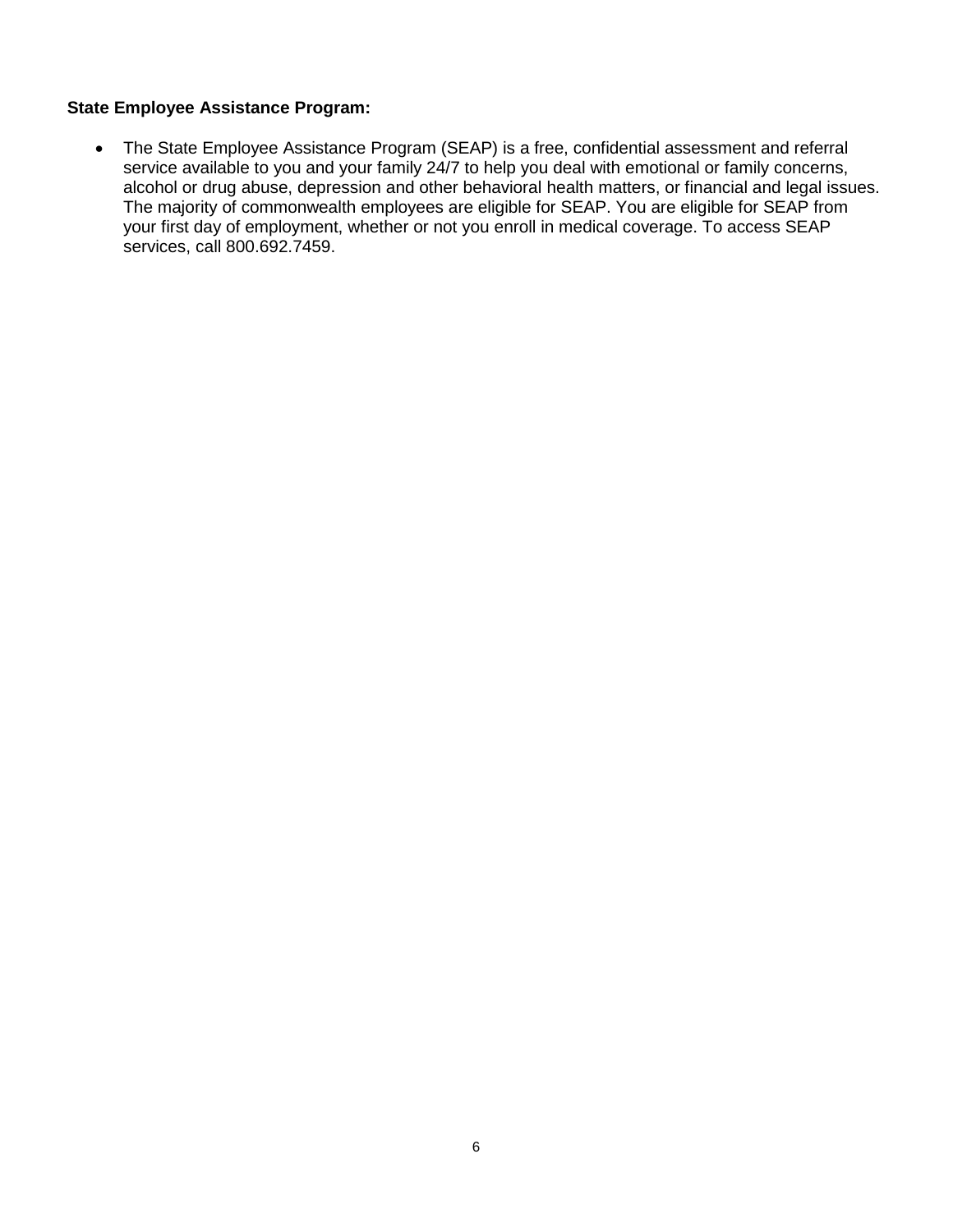**State Employee Assistance Program:**

- The State Employee Assistance Program (SEAP) is a free, confidential assessment and referral service available to you and your family 24/7 to help you deal with emotional or family concerns, alcohol or drug abuse, depression and other behavioral health matters, or financial and legal issues. The majority of commonwealth employees are eligible for SEAP. You are eligible for SEAP from your first day of employment, whether or not you enroll in medical coverage. To access SEAP services, call 800.692.7459.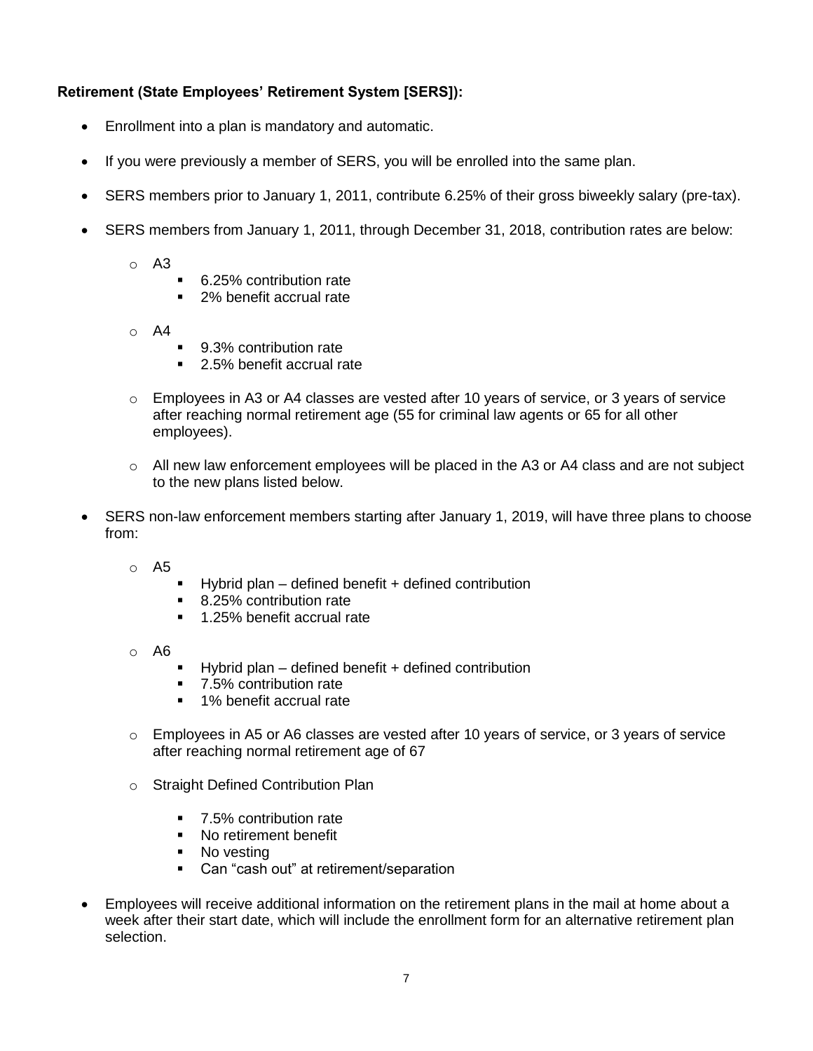**Retirement (State Employees' Retirement System [SERS]):**

- Enrollment into a plan is mandatory and automatic.
- If you were previously a member of SERS, you will be enrolled into the same plan.
- SERS members prior to January 1, 2011, contribute 6.25% of their gross biweekly salary (pre-tax).
- SERS members from January 1, 2011, through December 31, 2018, contribution rates are below:
  - A3
    - 6.25% contribution rate
    - 2% benefit accrual rate
  - A4
    - 9.3% contribution rate
    - 2.5% benefit accrual rate
  - Employees in A3 or A4 classes are vested after 10 years of service, or 3 years of service after reaching normal retirement age (55 for criminal law agents or 65 for all other employees).
  - All new law enforcement employees will be placed in the A3 or A4 class and are not subject to the new plans listed below.
- SERS non-law enforcement members starting after January 1, 2019, will have three plans to choose from:
  - A5
    - Hybrid plan – defined benefit + defined contribution
    - 8.25% contribution rate
    - 1.25% benefit accrual rate
  - A6
    - Hybrid plan – defined benefit + defined contribution
    - 7.5% contribution rate
    - 1% benefit accrual rate
  - Employees in A5 or A6 classes are vested after 10 years of service, or 3 years of service after reaching normal retirement age of 67
  - Straight Defined Contribution Plan
    - 7.5% contribution rate
    - No retirement benefit
    - No vesting
    - Can "cash out" at retirement/separation
- Employees will receive additional information on the retirement plans in the mail at home about a week after their start date, which will include the enrollment form for an alternative retirement plan selection.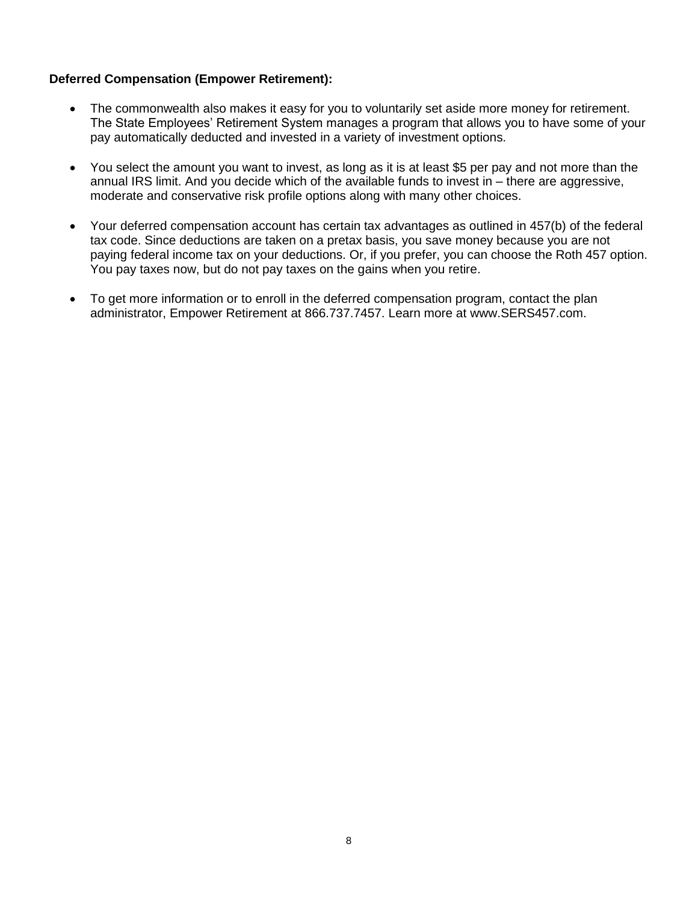**Deferred Compensation (Empower Retirement):**

- The commonwealth also makes it easy for you to voluntarily set aside more money for retirement. The State Employees' Retirement System manages a program that allows you to have some of your pay automatically deducted and invested in a variety of investment options.

- You select the amount you want to invest, as long as it is at least $5 per pay and not more than the annual IRS limit. And you decide which of the available funds to invest in – there are aggressive, moderate and conservative risk profile options along with many other choices.

- Your deferred compensation account has certain tax advantages as outlined in 457(b) of the federal tax code. Since deductions are taken on a pretax basis, you save money because you are not paying federal income tax on your deductions. Or, if you prefer, you can choose the Roth 457 option. You pay taxes now, but do not pay taxes on the gains when you retire.

- To get more information or to enroll in the deferred compensation program, contact the plan administrator, Empower Retirement at 866.737.7457. Learn more at www.SERS457.com.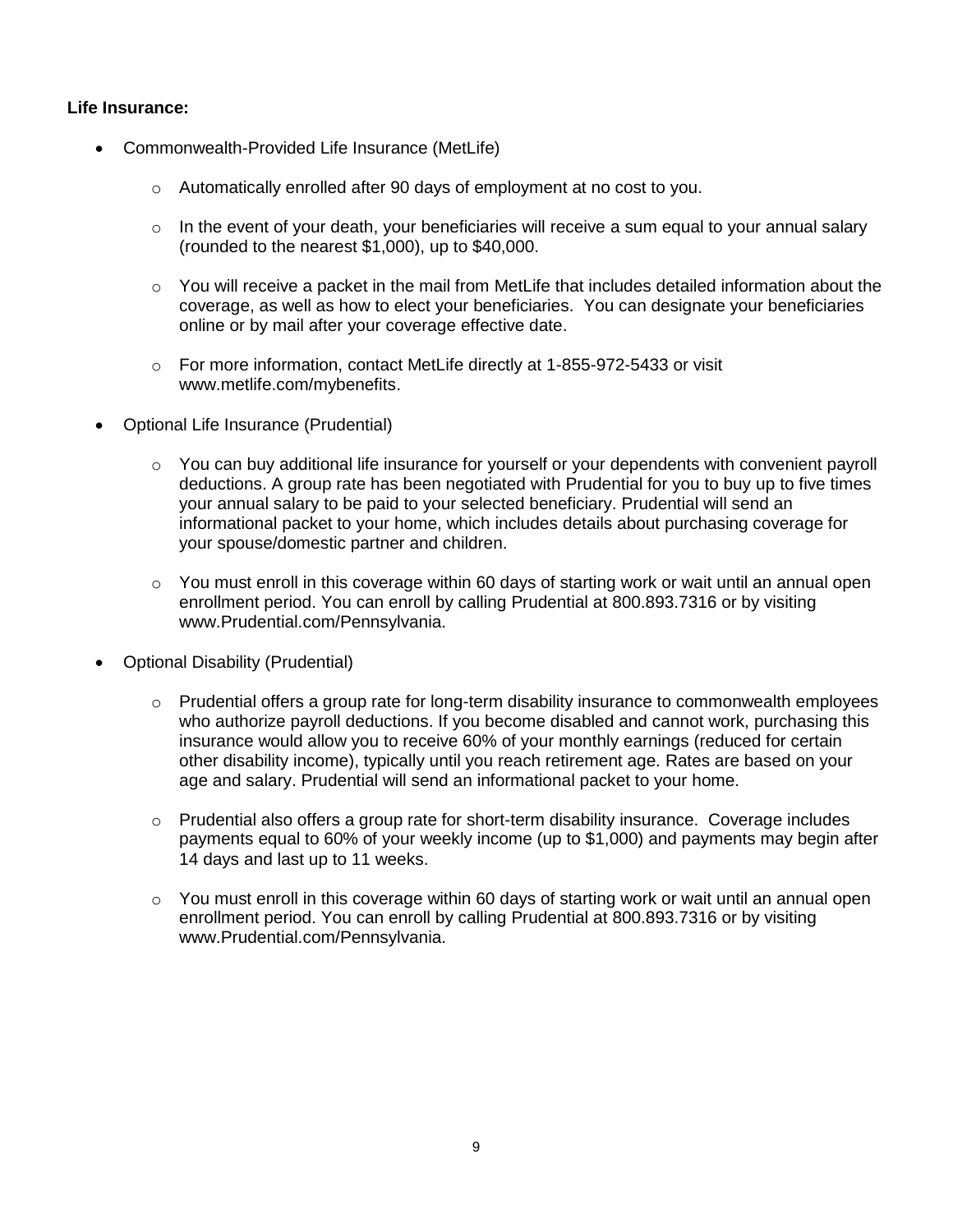**Life Insurance:**

- Commonwealth-Provided Life Insurance (MetLife)
    - Automatically enrolled after 90 days of employment at no cost to you.
    - In the event of your death, your beneficiaries will receive a sum equal to your annual salary (rounded to the nearest $1,000), up to $40,000.
    - You will receive a packet in the mail from MetLife that includes detailed information about the coverage, as well as how to elect your beneficiaries. You can designate your beneficiaries online or by mail after your coverage effective date.
    - For more information, contact MetLife directly at 1-855-972-5433 or visit www.metlife.com/mybenefits.
- Optional Life Insurance (Prudential)
    - You can buy additional life insurance for yourself or your dependents with convenient payroll deductions. A group rate has been negotiated with Prudential for you to buy up to five times your annual salary to be paid to your selected beneficiary. Prudential will send an informational packet to your home, which includes details about purchasing coverage for your spouse/domestic partner and children.
    - You must enroll in this coverage within 60 days of starting work or wait until an annual open enrollment period. You can enroll by calling Prudential at 800.893.7316 or by visiting www.Prudential.com/Pennsylvania.
- Optional Disability (Prudential)
    - Prudential offers a group rate for long-term disability insurance to commonwealth employees who authorize payroll deductions. If you become disabled and cannot work, purchasing this insurance would allow you to receive 60% of your monthly earnings (reduced for certain other disability income), typically until you reach retirement age. Rates are based on your age and salary. Prudential will send an informational packet to your home.
    - Prudential also offers a group rate for short-term disability insurance. Coverage includes payments equal to 60% of your weekly income (up to $1,000) and payments may begin after 14 days and last up to 11 weeks.
    - You must enroll in this coverage within 60 days of starting work or wait until an annual open enrollment period. You can enroll by calling Prudential at 800.893.7316 or by visiting www.Prudential.com/Pennsylvania.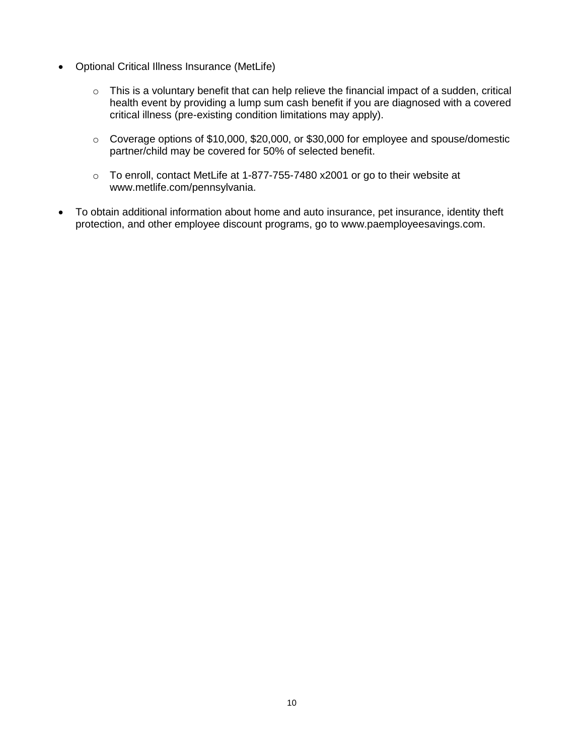- Optional Critical Illness Insurance (MetLife)
  - This is a voluntary benefit that can help relieve the financial impact of a sudden, critical health event by providing a lump sum cash benefit if you are diagnosed with a covered critical illness (pre-existing condition limitations may apply).
  - Coverage options of $10,000, $20,000, or $30,000 for employee and spouse/domestic partner/child may be covered for 50% of selected benefit.
  - To enroll, contact MetLife at 1-877-755-7480 x2001 or go to their website at www.metlife.com/pennsylvania.
- To obtain additional information about home and auto insurance, pet insurance, identity theft protection, and other employee discount programs, go to www.paemployeesavings.com.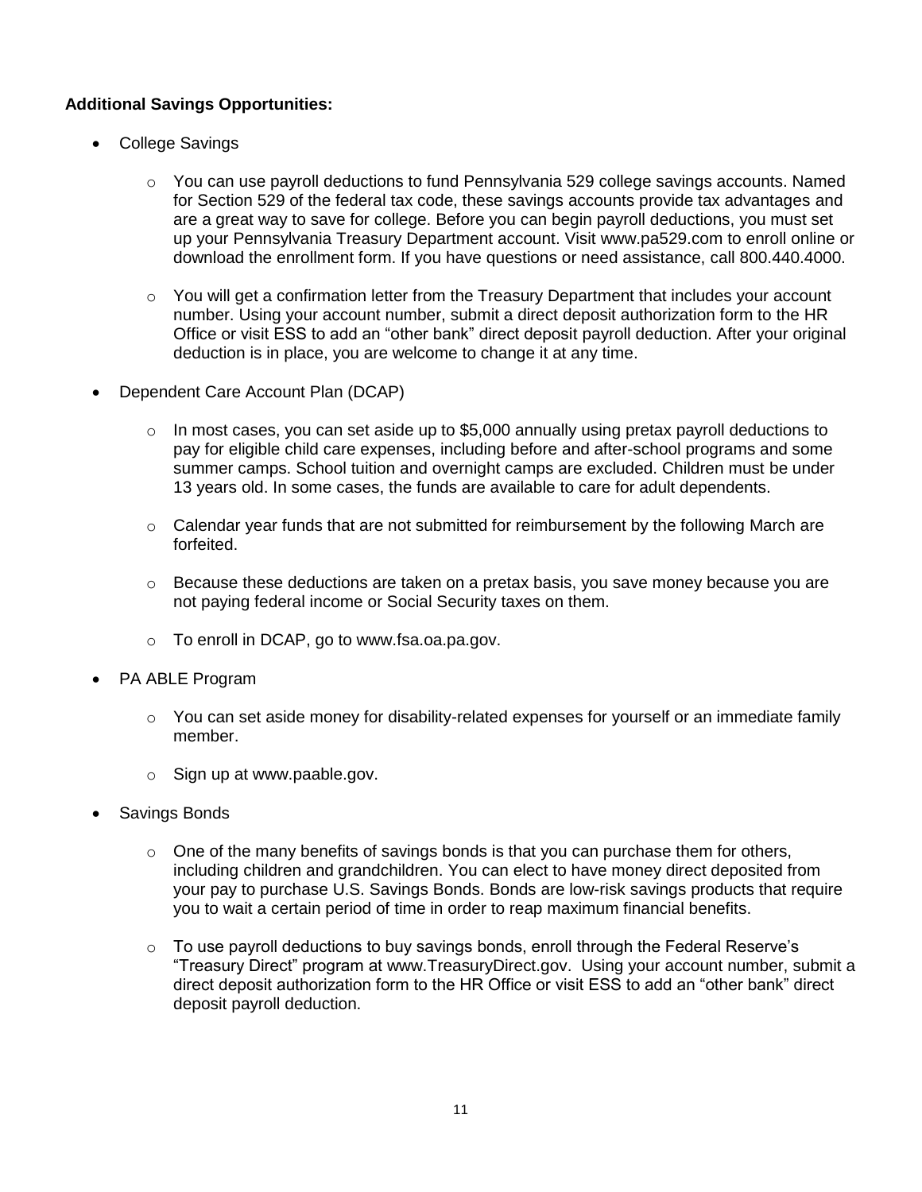**Additional Savings Opportunities:**

- College Savings
  - You can use payroll deductions to fund Pennsylvania 529 college savings accounts. Named for Section 529 of the federal tax code, these savings accounts provide tax advantages and are a great way to save for college. Before you can begin payroll deductions, you must set up your Pennsylvania Treasury Department account. Visit www.pa529.com to enroll online or download the enrollment form. If you have questions or need assistance, call 800.440.4000.
  - You will get a confirmation letter from the Treasury Department that includes your account number. Using your account number, submit a direct deposit authorization form to the HR Office or visit ESS to add an "other bank" direct deposit payroll deduction. After your original deduction is in place, you are welcome to change it at any time.
- Dependent Care Account Plan (DCAP)
  - In most cases, you can set aside up to $5,000 annually using pretax payroll deductions to pay for eligible child care expenses, including before and after-school programs and some summer camps. School tuition and overnight camps are excluded. Children must be under 13 years old. In some cases, the funds are available to care for adult dependents.
  - Calendar year funds that are not submitted for reimbursement by the following March are forfeited.
  - Because these deductions are taken on a pretax basis, you save money because you are not paying federal income or Social Security taxes on them.
  - To enroll in DCAP, go to www.fsa.oa.pa.gov.
- PA ABLE Program
  - You can set aside money for disability-related expenses for yourself or an immediate family member.
  - Sign up at www.paable.gov.
- Savings Bonds
  - One of the many benefits of savings bonds is that you can purchase them for others, including children and grandchildren. You can elect to have money direct deposited from your pay to purchase U.S. Savings Bonds. Bonds are low-risk savings products that require you to wait a certain period of time in order to reap maximum financial benefits.
  - To use payroll deductions to buy savings bonds, enroll through the Federal Reserve's "Treasury Direct" program at www.TreasuryDirect.gov. Using your account number, submit a direct deposit authorization form to the HR Office or visit ESS to add an "other bank" direct deposit payroll deduction.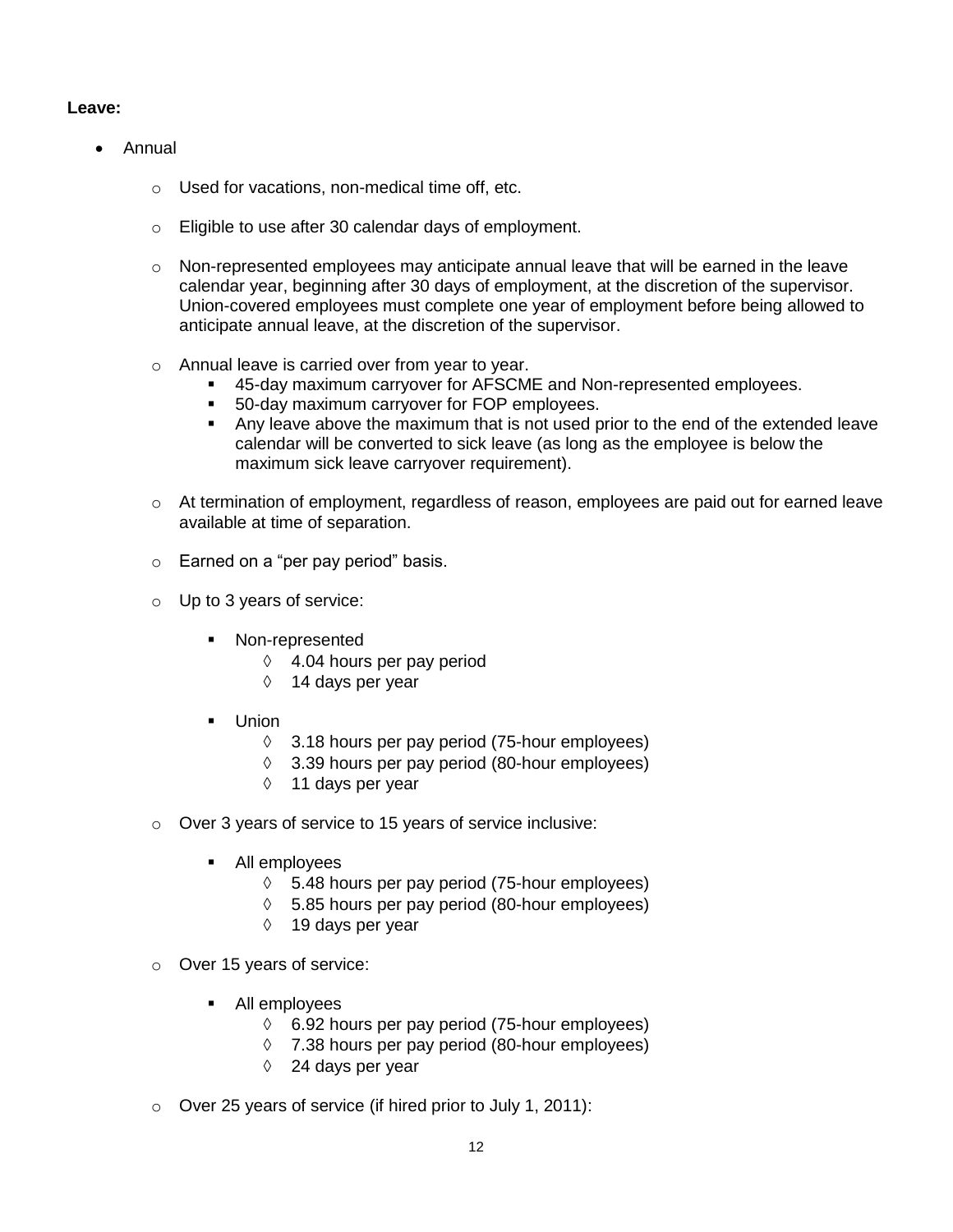**Leave:**

- Annual
  - Used for vacations, non-medical time off, etc.
  - Eligible to use after 30 calendar days of employment.
  - Non-represented employees may anticipate annual leave that will be earned in the leave calendar year, beginning after 30 days of employment, at the discretion of the supervisor. Union-covered employees must complete one year of employment before being allowed to anticipate annual leave, at the discretion of the supervisor.
  - Annual leave is carried over from year to year.
    - 45-day maximum carryover for AFSCME and Non-represented employees.
    - 50-day maximum carryover for FOP employees.
    - Any leave above the maximum that is not used prior to the end of the extended leave calendar will be converted to sick leave (as long as the employee is below the maximum sick leave carryover requirement).
  - At termination of employment, regardless of reason, employees are paid out for earned leave available at time of separation.
  - Earned on a "per pay period" basis.
  - Up to 3 years of service:
    - Non-represented
      - ◊ 4.04 hours per pay period
      - ◊ 14 days per year
    - Union
      - ◊ 3.18 hours per pay period (75-hour employees)
      - ◊ 3.39 hours per pay period (80-hour employees)
      - ◊ 11 days per year
  - Over 3 years of service to 15 years of service inclusive:
    - All employees
      - ◊ 5.48 hours per pay period (75-hour employees)
      - ◊ 5.85 hours per pay period (80-hour employees)
      - ◊ 19 days per year
  - Over 15 years of service:
    - All employees
      - ◊ 6.92 hours per pay period (75-hour employees)
      - ◊ 7.38 hours per pay period (80-hour employees)
      - ◊ 24 days per year
  - Over 25 years of service (if hired prior to July 1, 2011):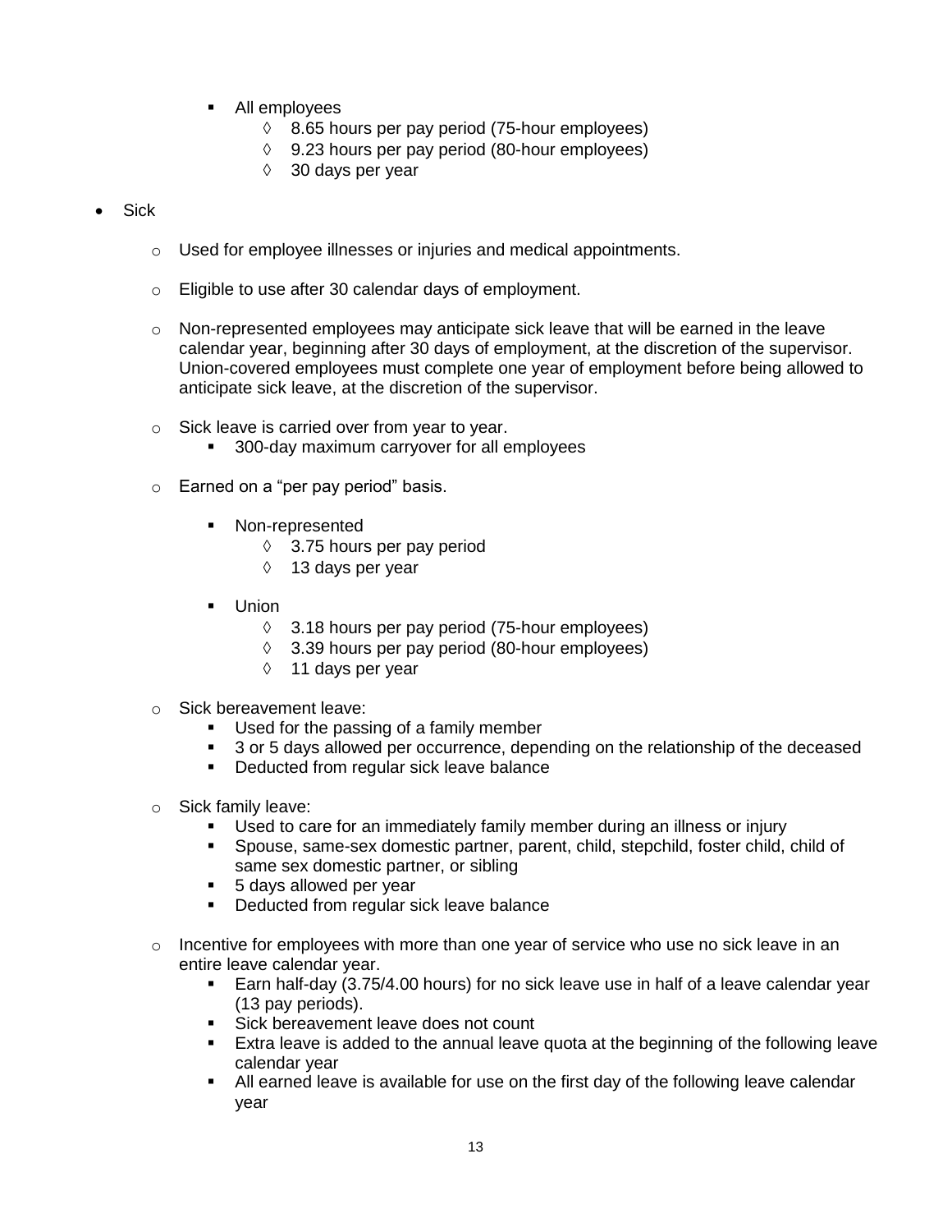- All employees
      - 8.65 hours per pay period (75-hour employees)
      - 9.23 hours per pay period (80-hour employees)
      - 30 days per year

- Sick
  - Used for employee illnesses or injuries and medical appointments.
  - Eligible to use after 30 calendar days of employment.
  - Non-represented employees may anticipate sick leave that will be earned in the leave calendar year, beginning after 30 days of employment, at the discretion of the supervisor. Union-covered employees must complete one year of employment before being allowed to anticipate sick leave, at the discretion of the supervisor.
  - Sick leave is carried over from year to year.
    - 300-day maximum carryover for all employees
  - Earned on a "per pay period" basis.
    - Non-represented
      - 3.75 hours per pay period
      - 13 days per year
    - Union
      - 3.18 hours per pay period (75-hour employees)
      - 3.39 hours per pay period (80-hour employees)
      - 11 days per year
  - Sick bereavement leave:
    - Used for the passing of a family member
    - 3 or 5 days allowed per occurrence, depending on the relationship of the deceased
    - Deducted from regular sick leave balance
  - Sick family leave:
    - Used to care for an immediately family member during an illness or injury
    - Spouse, same-sex domestic partner, parent, child, stepchild, foster child, child of same sex domestic partner, or sibling
    - 5 days allowed per year
    - Deducted from regular sick leave balance
  - Incentive for employees with more than one year of service who use no sick leave in an entire leave calendar year.
    - Earn half-day (3.75/4.00 hours) for no sick leave use in half of a leave calendar year (13 pay periods).
    - Sick bereavement leave does not count
    - Extra leave is added to the annual leave quota at the beginning of the following leave calendar year
    - All earned leave is available for use on the first day of the following leave calendar year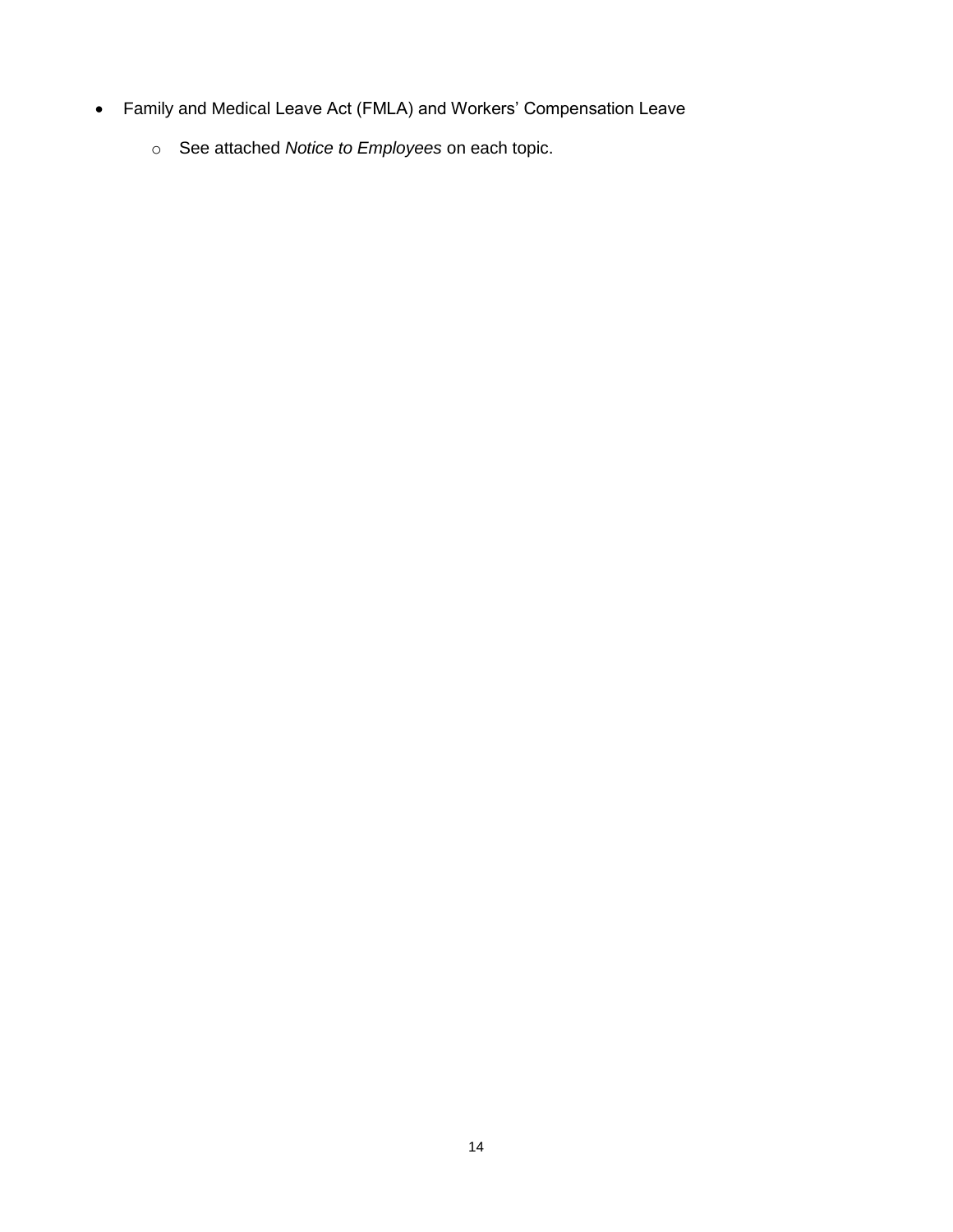- Family and Medical Leave Act (FMLA) and Workers' Compensation Leave
    - See attached *Notice to Employees* on each topic.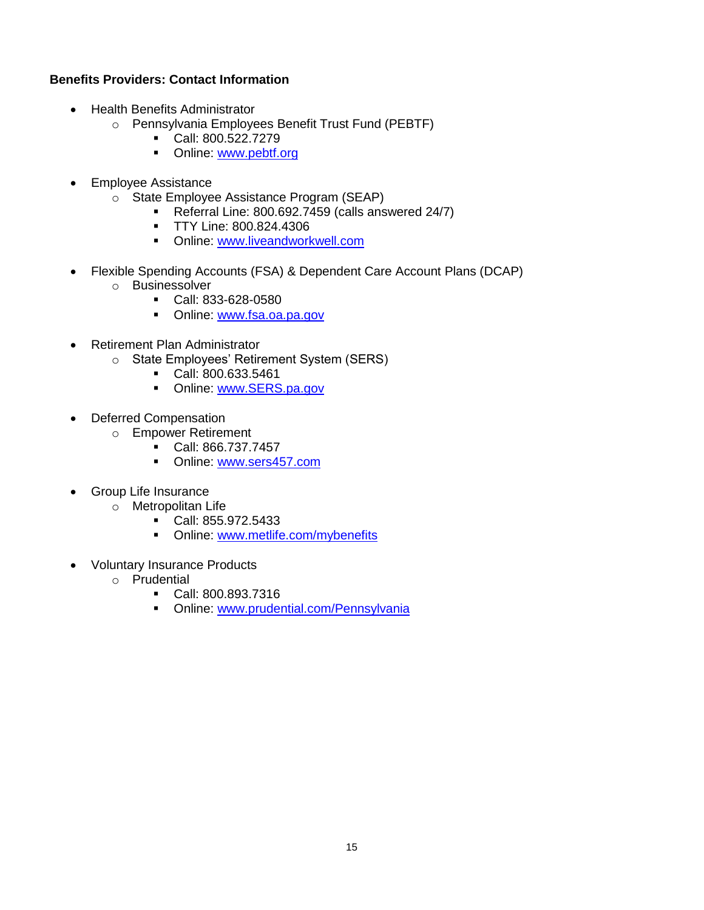**Benefits Providers: Contact Information**

- Health Benefits Administrator
  - Pennsylvania Employees Benefit Trust Fund (PEBTF)
    - Call: 800.522.7279
    - Online: www.pebtf.org

- Employee Assistance
  - State Employee Assistance Program (SEAP)
    - Referral Line: 800.692.7459 (calls answered 24/7)
    - TTY Line: 800.824.4306
    - Online: www.liveandworkwell.com

- Flexible Spending Accounts (FSA) & Dependent Care Account Plans (DCAP)
  - Businessolver
    - Call: 833-628-0580
    - Online: www.fsa.oa.pa.gov

- Retirement Plan Administrator
  - State Employees' Retirement System (SERS)
    - Call: 800.633.5461
    - Online: www.SERS.pa.gov

- Deferred Compensation
  - Empower Retirement
    - Call: 866.737.7457
    - Online: www.sers457.com

- Group Life Insurance
  - Metropolitan Life
    - Call: 855.972.5433
    - Online: www.metlife.com/mybenefits

- Voluntary Insurance Products
  - Prudential
    - Call: 800.893.7316
    - Online: www.prudential.com/Pennsylvania